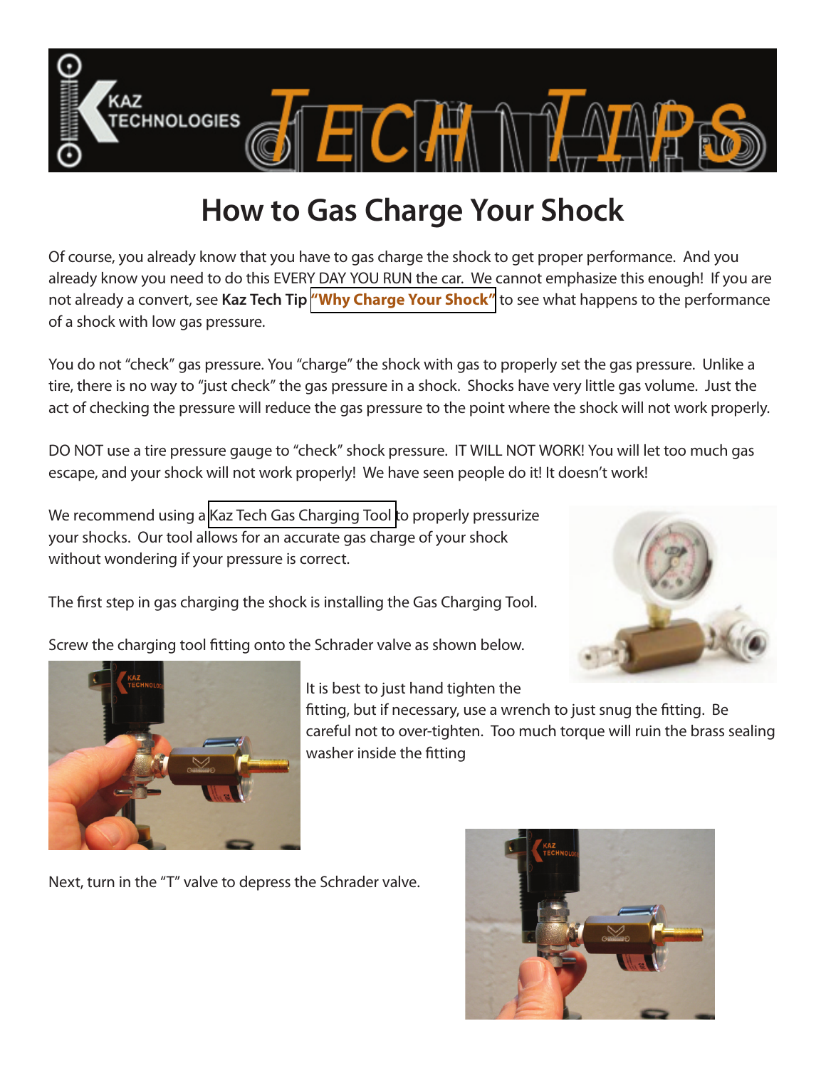# How to Gas Charge Your Shock

Of course, you already know that you have to gas charge the shock to get proper performance. And you already know you need to do this EVERY DAY YOU RUN the car. We cannot emphasize this enough! If you are not already a convert, see **Kaz Tech Tip "Why Charge Your Shock"** to see what happens to the performance of a shock with low gas pressure.

You do not "check" gas pressure. You "charge" the shock with gas to properly set the gas pressure. Unlike a tire, there is no way to "just check" the gas pressure in a shock. Shocks have very little gas volume. Just the act of checking the pressure will reduce the gas pressure to the point where the shock will not work properly.

DO NOT use a tire pressure gauge to "check" shock pressure. IT WILL NOT WORK! You will let too much gas escape, and your shock will not work properly! We have seen people do it! It doesn't work!

We recommend using a Kaz Tech Gas Charging Tool to properly pressurize your shocks. Our tool allows for an accurate gas charge of your shock without wondering if your pressure is correct.

The first step in gas charging the shock is installing the Gas Charging Tool.

Screw the charging tool fitting onto the Schrader valve as shown below.

It is best to just hand tighten the fitting, but if necessary, use a wrench to just snug the fitting. Be careful not to over-tighten. Too much torque will ruin the brass sealing washer inside the fitting

Next, turn in the "T" valve to depress the Schrader valve.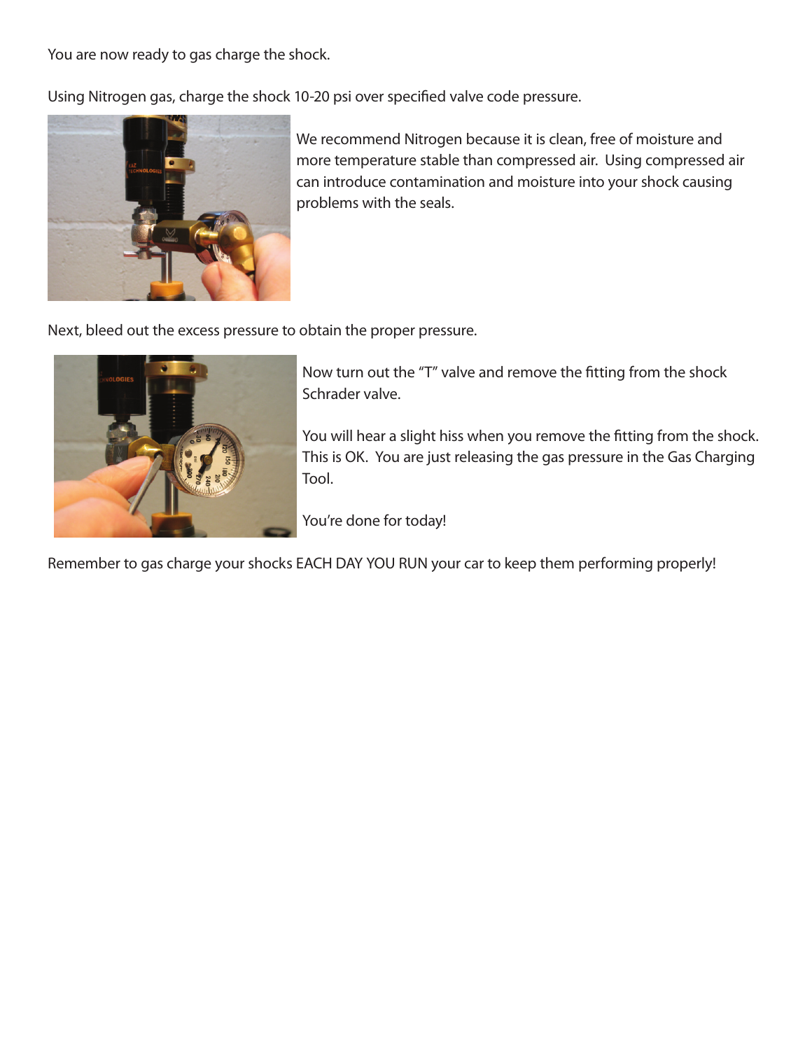You are now ready to gas charge the shock.

Using Nitrogen gas, charge the shock 10-20 psi over specified valve code pressure.

We recommend Nitrogen because it is clean, free of moisture and more temperature stable than compressed air. Using compressed air can introduce contamination and moisture into your shock causing problems with the seals.

Next, bleed out the excess pressure to obtain the proper pressure.

Now turn out the "T" valve and remove the fitting from the shock Schrader valve.

You will hear a slight hiss when you remove the fitting from the shock. This is OK. You are just releasing the gas pressure in the Gas Charging Tool.

You're done for today!

Remember to gas charge your shocks EACH DAY YOU RUN your car to keep them performing properly!